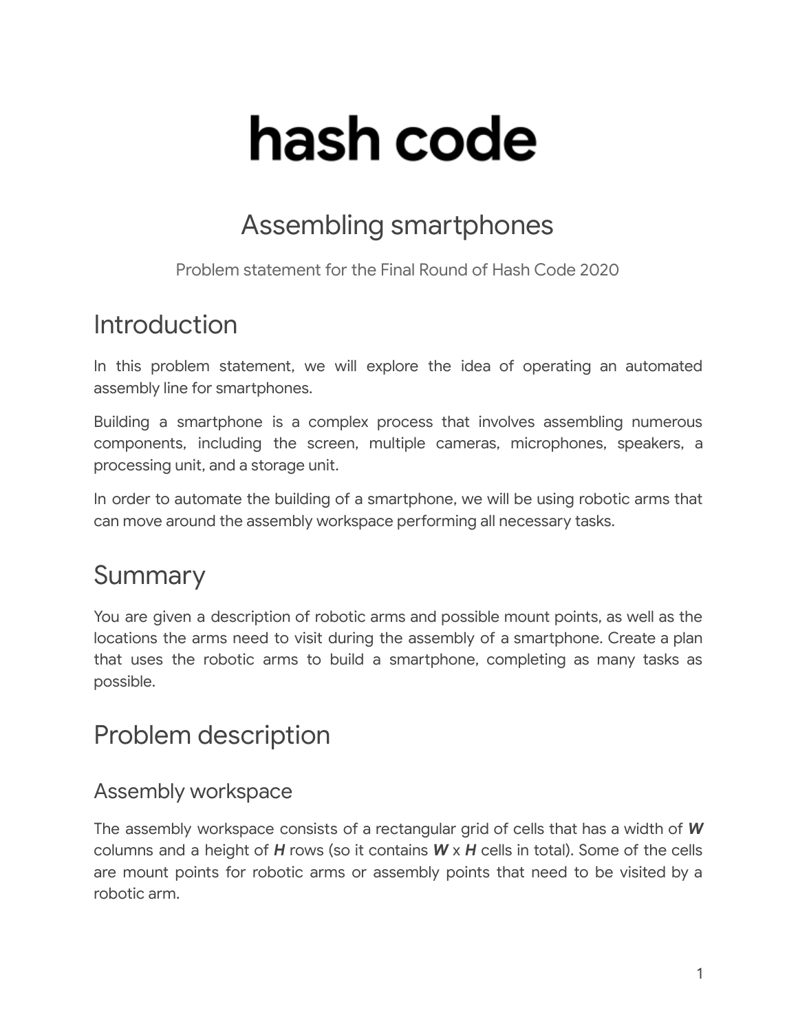# hash code

## Assembling smartphones

Problem statement for the Final Round of Hash Code 2020

## Introduction

In this problem statement, we will explore the idea of operating an automated assembly line for smartphones.

Building a smartphone is a complex process that involves assembling numerous components, including the screen, multiple cameras, microphones, speakers, a processing unit, and a storage unit.

In order to automate the building of a smartphone, we will be using robotic arms that can move around the assembly workspace performing all necessary tasks.

## Summary

You are given a description of robotic arms and possible mount points, as well as the locations the arms need to visit during the assembly of a smartphone. Create a plan that uses the robotic arms to build a smartphone, completing as many tasks as possible.

## Problem description

### Assembly workspace

The assembly workspace consists of a rectangular grid of cells that has a width of $W$ columns and a height of $H$ rows (so it contains $W$ x $H$ cells in total). Some of the cells are mount points for robotic arms or assembly points that need to be visited by a robotic arm.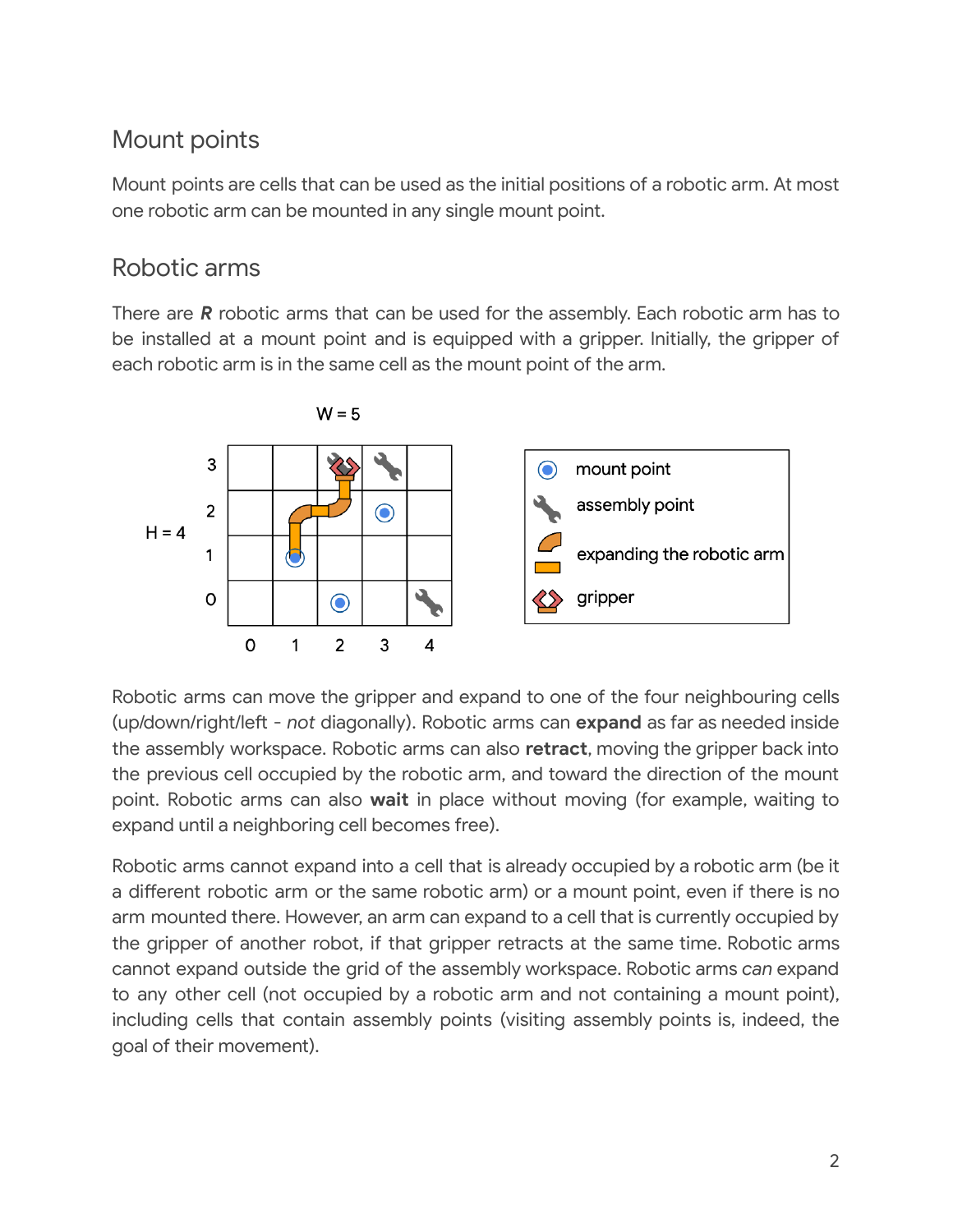## Mount points

Mount points are cells that can be used as the initial positions of a robotic arm. At most one robotic arm can be mounted in any single mount point.

## Robotic arms

There are ***R*** robotic arms that can be used for the assembly. Each robotic arm has to be installed at a mount point and is equipped with a gripper. Initially, the gripper of each robotic arm is in the same cell as the mount point of the arm.

Robotic arms can move the gripper and expand to one of the four neighbouring cells (up/down/right/left - *not* diagonally). Robotic arms can **expand** as far as needed inside the assembly workspace. Robotic arms can also **retract**, moving the gripper back into the previous cell occupied by the robotic arm, and toward the direction of the mount point. Robotic arms can also **wait** in place without moving (for example, waiting to expand until a neighboring cell becomes free).

Robotic arms cannot expand into a cell that is already occupied by a robotic arm (be it a different robotic arm or the same robotic arm) or a mount point, even if there is no arm mounted there. However, an arm can expand to a cell that is currently occupied by the gripper of another robot, if that gripper retracts at the same time. Robotic arms cannot expand outside the grid of the assembly workspace. Robotic arms *can* expand to any other cell (not occupied by a robotic arm and not containing a mount point), including cells that contain assembly points (visiting assembly points is, indeed, the goal of their movement).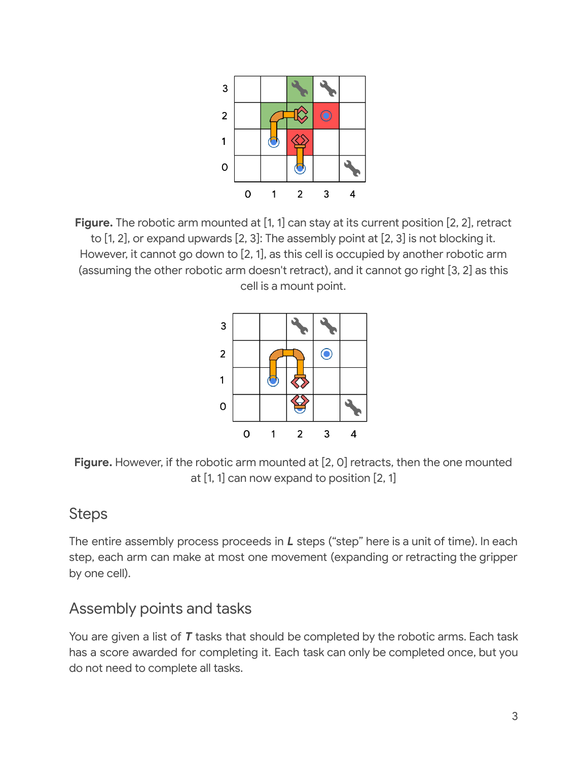**Figure.** The robotic arm mounted at [1, 1] can stay at its current position [2, 2], retract to [1, 2], or expand upwards [2, 3]: The assembly point at [2, 3] is not blocking it. However, it cannot go down to [2, 1], as this cell is occupied by another robotic arm (assuming the other robotic arm doesn't retract), and it cannot go right [3, 2] as this cell is a mount point.

**Figure.** However, if the robotic arm mounted at [2, 0] retracts, then the one mounted at [1, 1] can now expand to position [2, 1]

## Steps

The entire assembly process proceeds in ***L*** steps ("step" here is a unit of time). In each step, each arm can make at most one movement (expanding or retracting the gripper by one cell).

## Assembly points and tasks

You are given a list of ***T*** tasks that should be completed by the robotic arms. Each task has a score awarded for completing it. Each task can only be completed once, but you do not need to complete all tasks.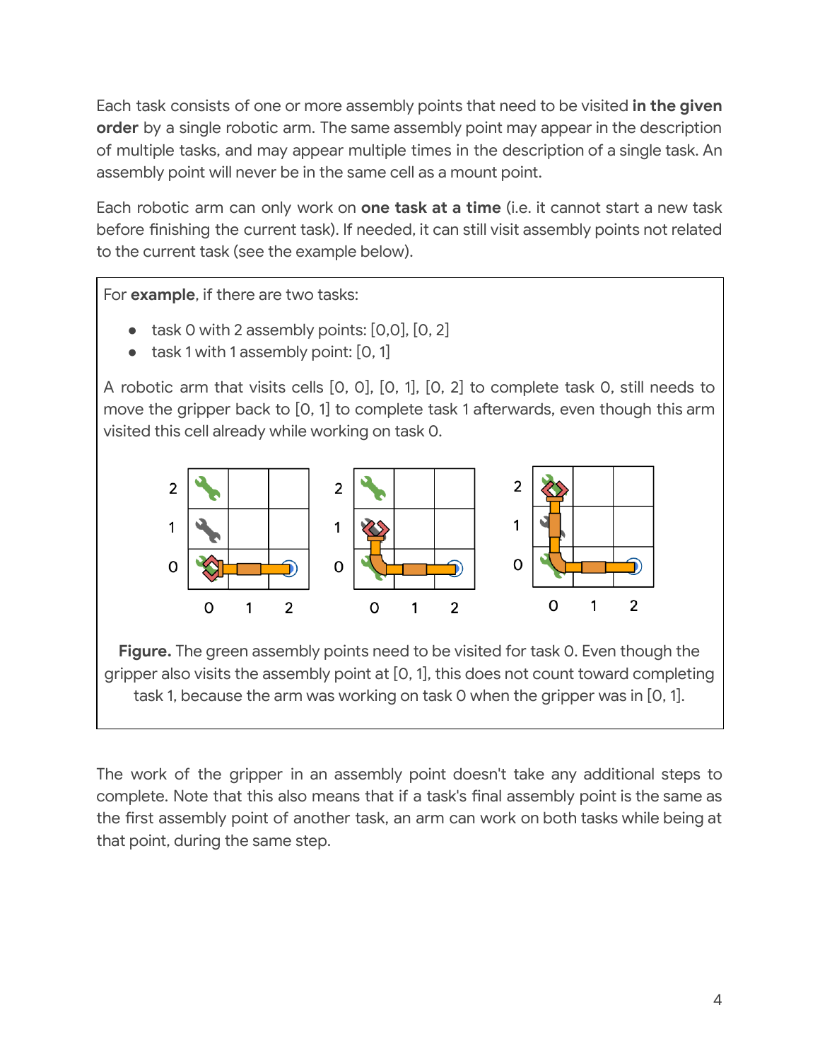Each task consists of one or more assembly points that need to be visited **in the given order** by a single robotic arm. The same assembly point may appear in the description of multiple tasks, and may appear multiple times in the description of a single task. An assembly point will never be in the same cell as a mount point.

Each robotic arm can only work on **one task at a time** (i.e. it cannot start a new task before finishing the current task). If needed, it can still visit assembly points not related to the current task (see the example below).

For **example**, if there are two tasks:

- task 0 with 2 assembly points: [0,0], [0, 2]
- task 1 with 1 assembly point: [0, 1]

A robotic arm that visits cells [0, 0], [0, 1], [0, 2] to complete task 0, still needs to move the gripper back to [0, 1] to complete task 1 afterwards, even though this arm visited this cell already while working on task 0.

**Figure.** The green assembly points need to be visited for task 0. Even though the gripper also visits the assembly point at [0, 1], this does not count toward completing task 1, because the arm was working on task 0 when the gripper was in [0, 1].

The work of the gripper in an assembly point doesn't take any additional steps to complete. Note that this also means that if a task's final assembly point is the same as the first assembly point of another task, an arm can work on both tasks while being at that point, during the same step.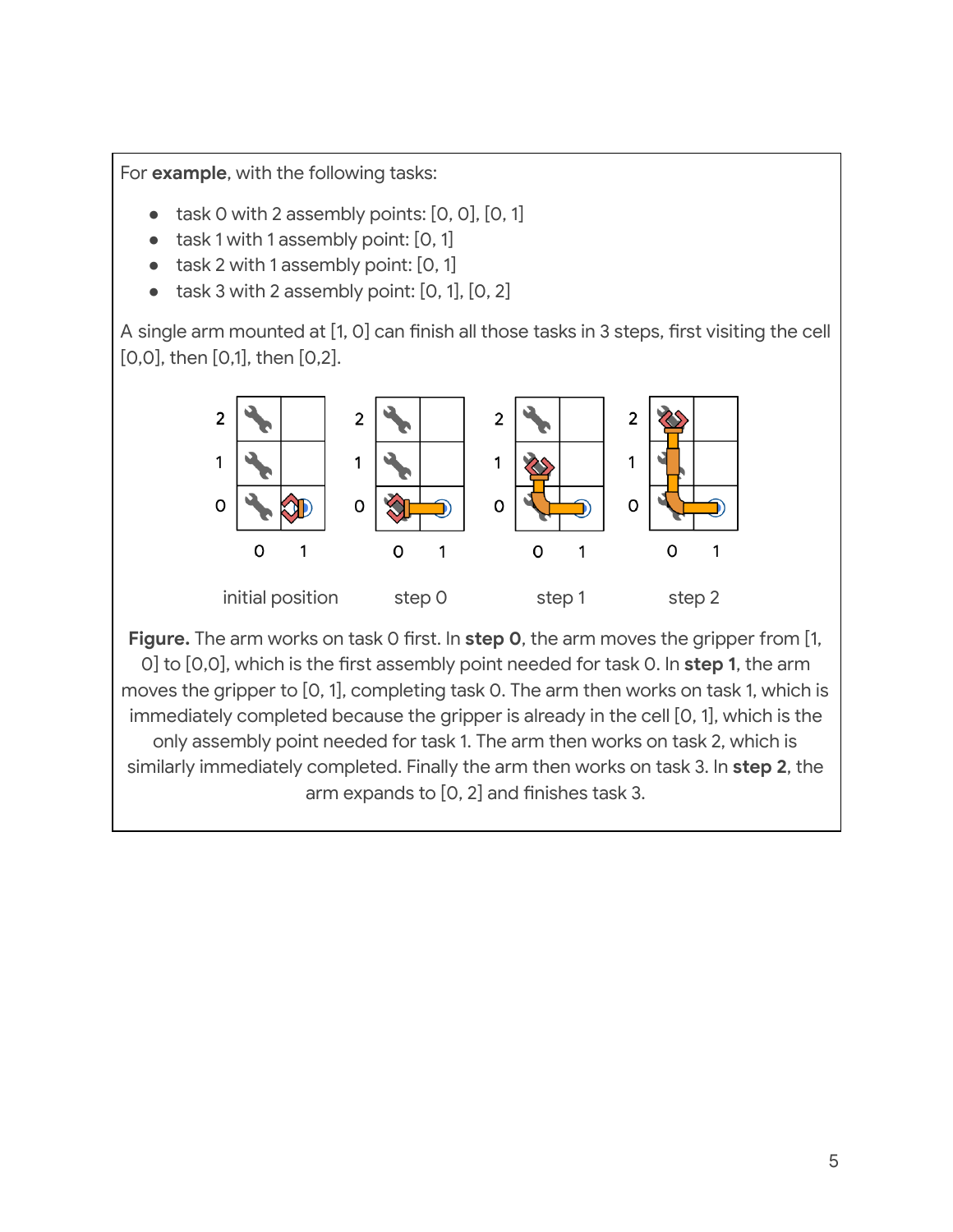For **example**, with the following tasks:

- task 0 with 2 assembly points: [0, 0], [0, 1]
- task 1 with 1 assembly point: [0, 1]
- task 2 with 1 assembly point: [0, 1]
- task 3 with 2 assembly point: [0, 1], [0, 2]

A single arm mounted at [1, 0] can finish all those tasks in 3 steps, first visiting the cell [0,0], then [0,1], then [0,2].

initial position　　step 0　　step 1　　step 2

**Figure.** The arm works on task 0 first. In **step 0**, the arm moves the gripper from [1, 0] to [0,0], which is the first assembly point needed for task 0. In **step 1**, the arm moves the gripper to [0, 1], completing task 0. The arm then works on task 1, which is immediately completed because the gripper is already in the cell [0, 1], which is the only assembly point needed for task 1. The arm then works on task 2, which is similarly immediately completed. Finally the arm then works on task 3. In **step 2**, the arm expands to [0, 2] and finishes task 3.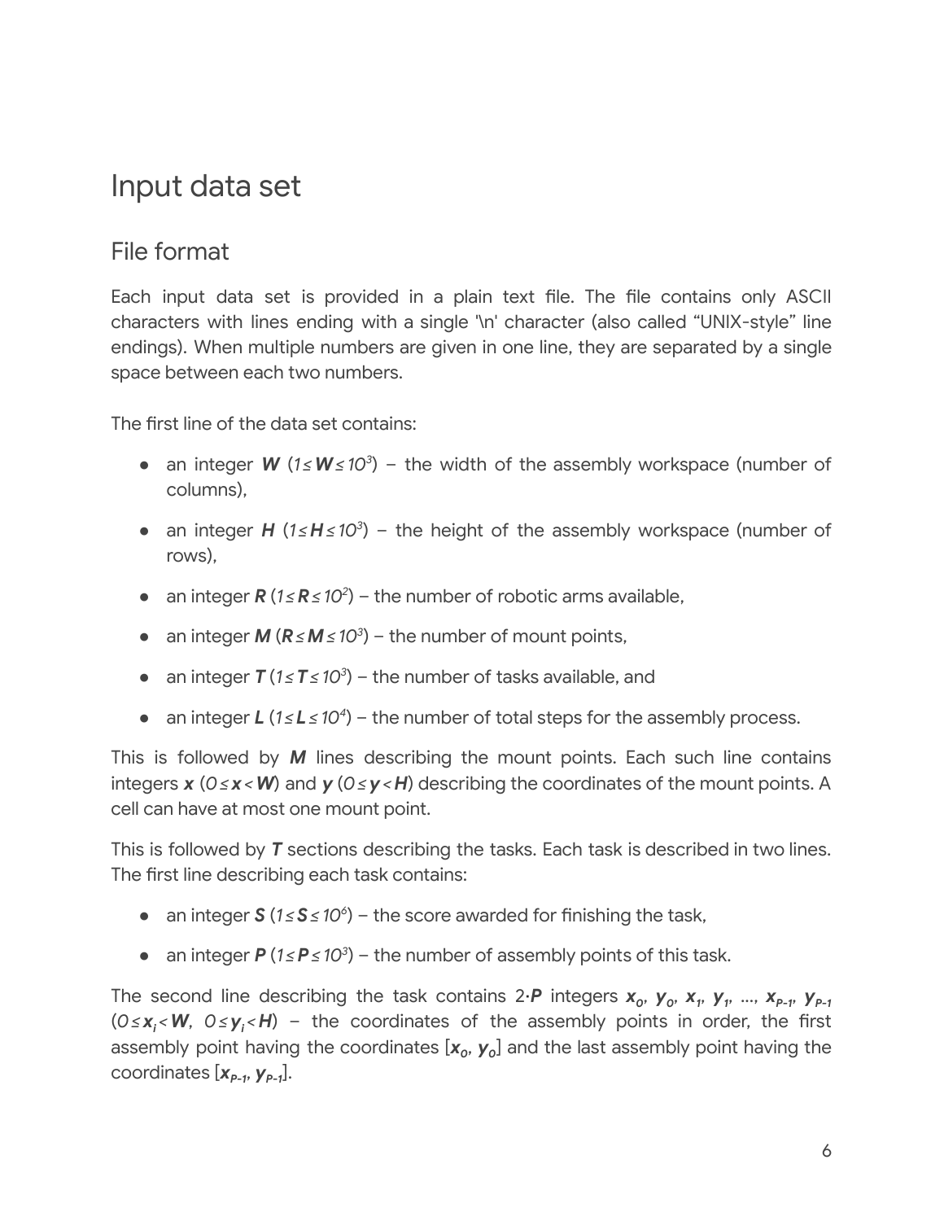# Input data set

## File format

Each input data set is provided in a plain text file. The file contains only ASCII characters with lines ending with a single '\n' character (also called "UNIX-style" line endings). When multiple numbers are given in one line, they are separated by a single space between each two numbers.

The first line of the data set contains:

- an integer $W$ ($1 \leq W \leq 10^3$) – the width of the assembly workspace (number of columns),
- an integer $H$ ($1 \leq H \leq 10^3$) – the height of the assembly workspace (number of rows),
- an integer $R$ ($1 \leq R \leq 10^2$) – the number of robotic arms available,
- an integer $M$ ($R \leq M \leq 10^3$) – the number of mount points,
- an integer $T$ ($1 \leq T \leq 10^3$) – the number of tasks available, and
- an integer $L$ ($1 \leq L \leq 10^4$) – the number of total steps for the assembly process.

This is followed by $M$ lines describing the mount points. Each such line contains integers $x$ ($0 \leq x < W$) and $y$ ($0 \leq y < H$) describing the coordinates of the mount points. A cell can have at most one mount point.

This is followed by $T$ sections describing the tasks. Each task is described in two lines. The first line describing each task contains:

- an integer $S$ ($1 \leq S \leq 10^6$) – the score awarded for finishing the task,
- an integer $P$ ($1 \leq P \leq 10^3$) – the number of assembly points of this task.

The second line describing the task contains $2 \cdot P$ integers $x_0$, $y_0$, $x_1$, $y_1$, ..., $x_{P-1}$, $y_{P-1}$ ($0 \leq x_i < W$, $0 \leq y_i < H$) – the coordinates of the assembly points in order, the first assembly point having the coordinates [$x_0$, $y_0$] and the last assembly point having the coordinates [$x_{P-1}$, $y_{P-1}$].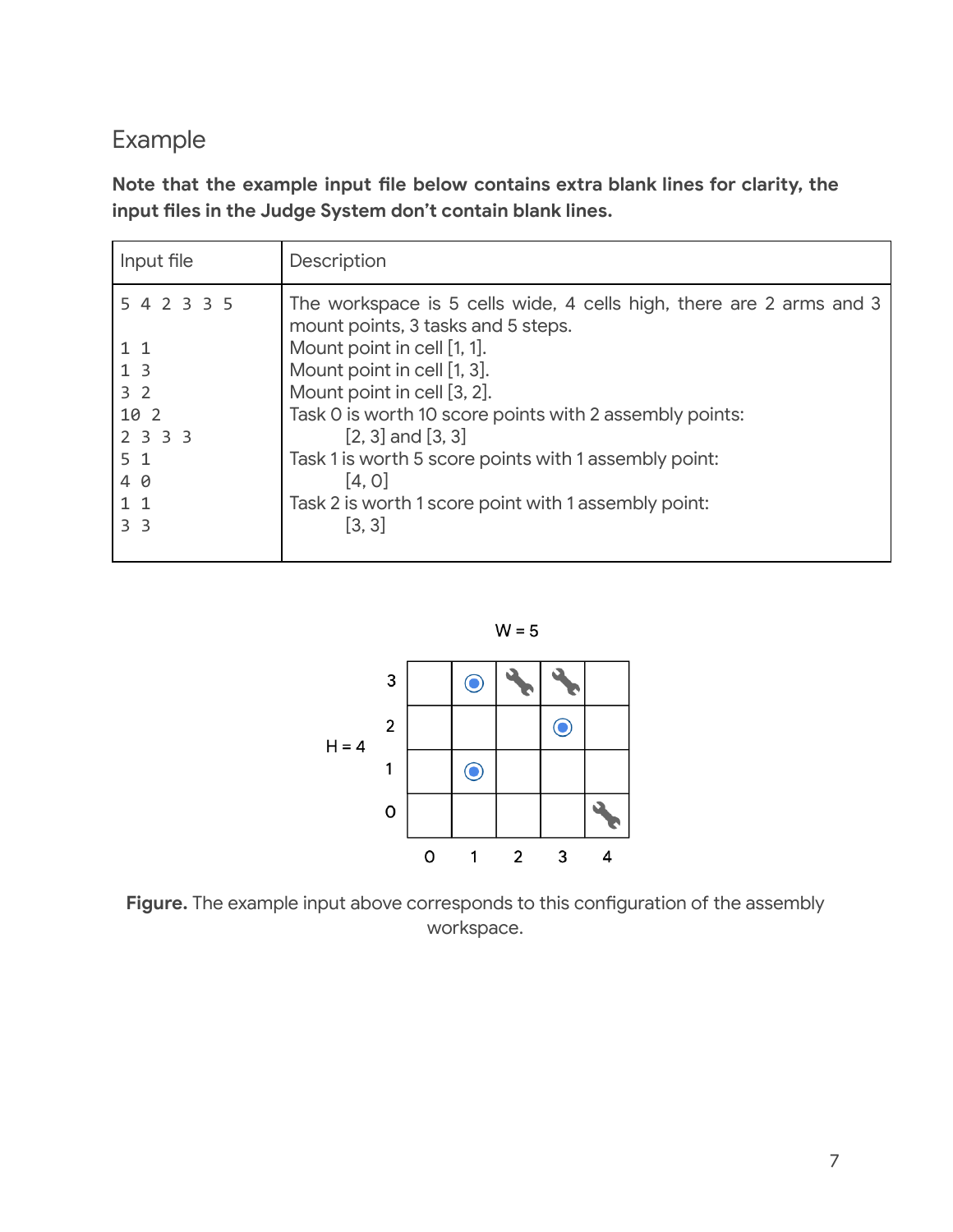## Example

**Note that the example input file below contains extra blank lines for clarity, the input files in the Judge System don't contain blank lines.**

| Input file | Description |
|---|---|
| 5 4 2 3 3 5 | The workspace is 5 cells wide, 4 cells high, there are 2 arms and 3 mount points, 3 tasks and 5 steps. |
| 1 1 | Mount point in cell [1, 1]. |
| 1 3 | Mount point in cell [1, 3]. |
| 3 2 | Mount point in cell [3, 2]. |
| 10 2 | Task 0 is worth 10 score points with 2 assembly points: |
| 2 3 3 3 | [2, 3] and [3, 3] |
| 5 1 | Task 1 is worth 5 score points with 1 assembly point: |
| 4 0 | [4, 0] |
| 1 1 | Task 2 is worth 1 score point with 1 assembly point: |
| 3 3 | [3, 3] |

**Figure.** The example input above corresponds to this configuration of the assembly workspace.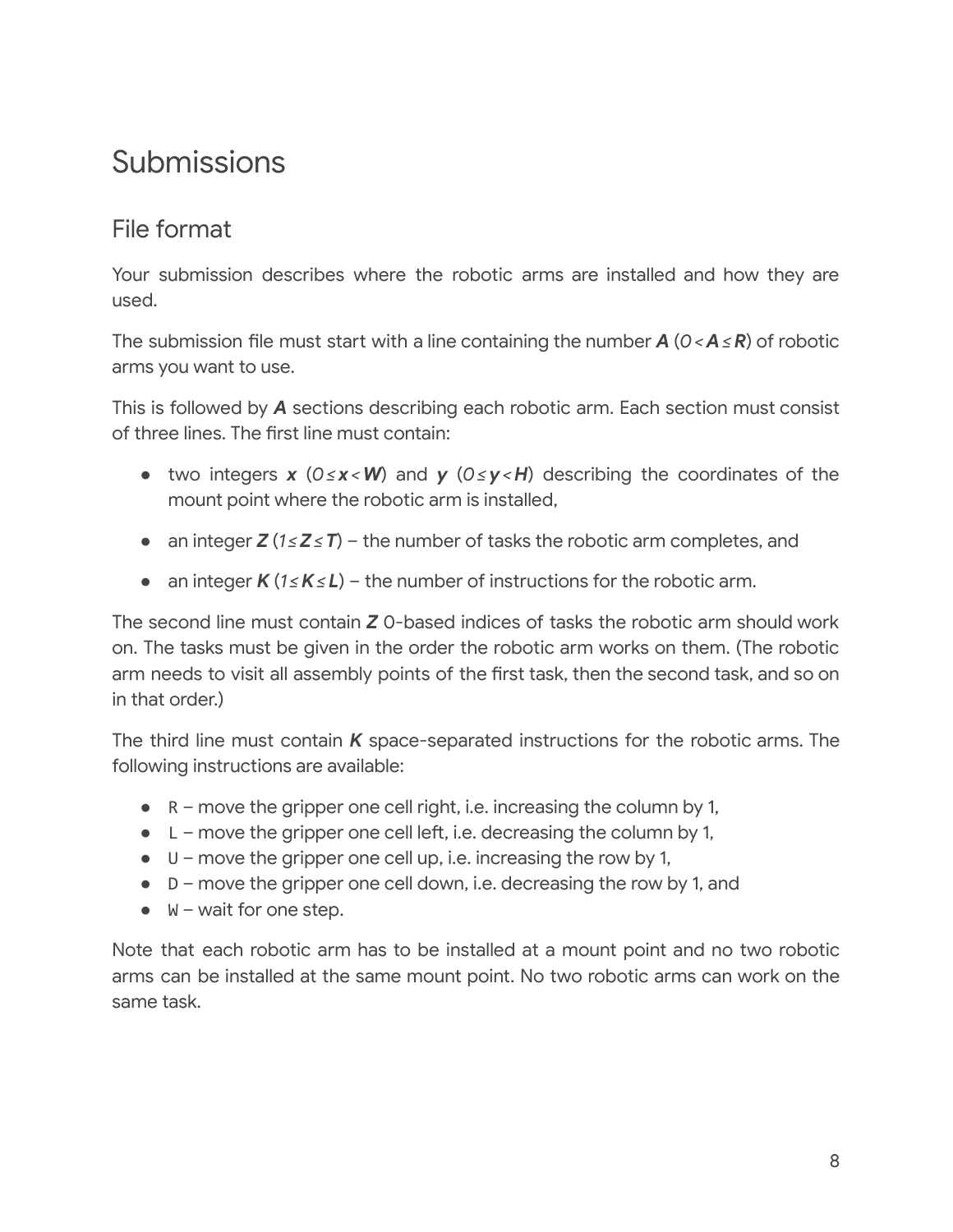# Submissions

## File format

Your submission describes where the robotic arms are installed and how they are used.

The submission file must start with a line containing the number $A$ ($0 < A \le R$) of robotic arms you want to use.

This is followed by $A$ sections describing each robotic arm. Each section must consist of three lines. The first line must contain:

- two integers $x$ ($0 \le x < W$) and $y$ ($0 \le y < H$) describing the coordinates of the mount point where the robotic arm is installed,
- an integer $Z$ ($1 \le Z \le T$) – the number of tasks the robotic arm completes, and
- an integer $K$ ($1 \le K \le L$) – the number of instructions for the robotic arm.

The second line must contain $Z$ 0-based indices of tasks the robotic arm should work on. The tasks must be given in the order the robotic arm works on them. (The robotic arm needs to visit all assembly points of the first task, then the second task, and so on in that order.)

The third line must contain $K$ space-separated instructions for the robotic arms. The following instructions are available:

- `R` – move the gripper one cell right, i.e. increasing the column by 1,
- `L` – move the gripper one cell left, i.e. decreasing the column by 1,
- `U` – move the gripper one cell up, i.e. increasing the row by 1,
- `D` – move the gripper one cell down, i.e. decreasing the row by 1, and
- `W` – wait for one step.

Note that each robotic arm has to be installed at a mount point and no two robotic arms can be installed at the same mount point. No two robotic arms can work on the same task.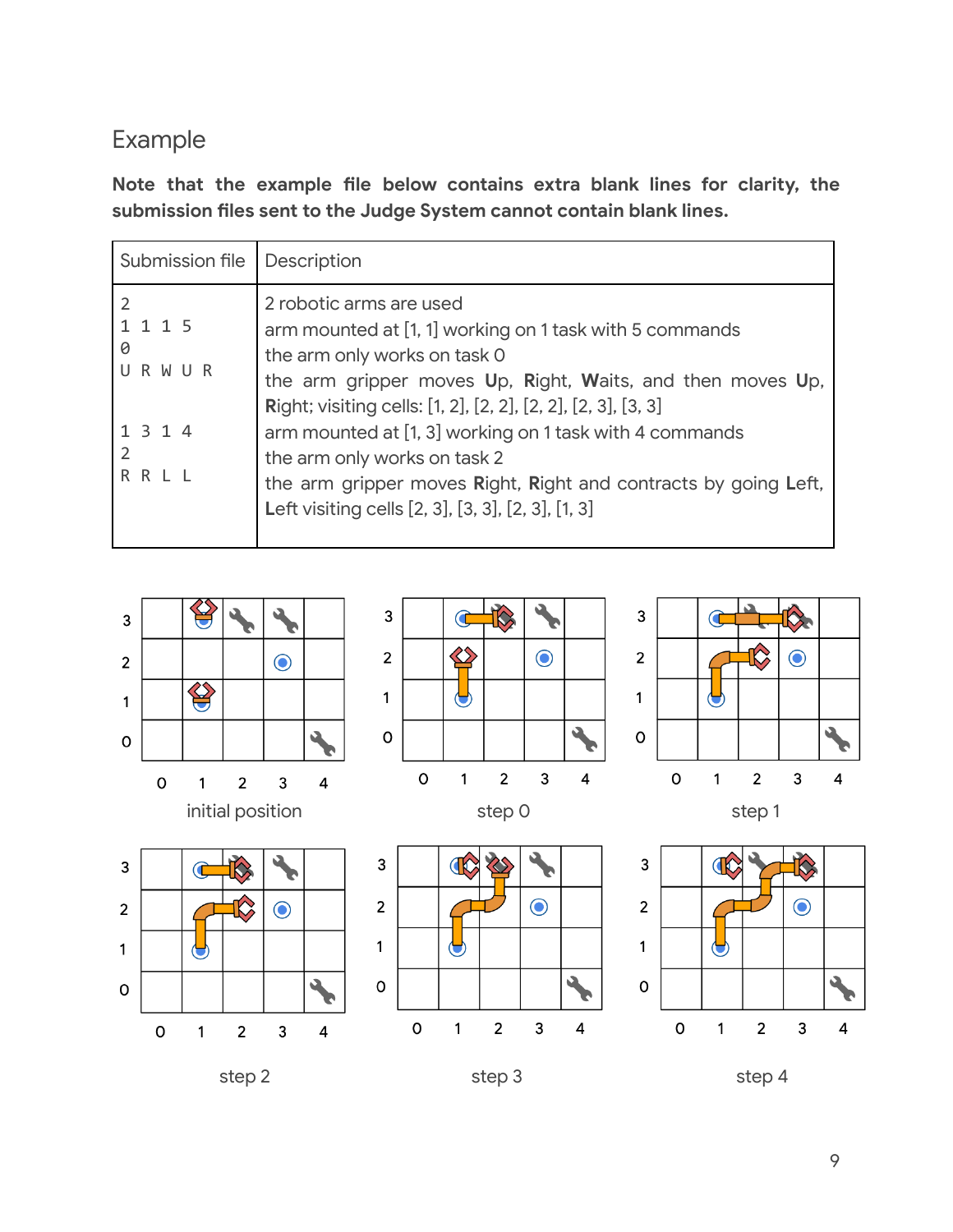## Example

**Note that the example file below contains extra blank lines for clarity, the submission files sent to the Judge System cannot contain blank lines.**

| Submission file | Description |
|---|---|
| 2 | 2 robotic arms are used |
| 1 1 1 5 | arm mounted at [1, 1] working on 1 task with 5 commands |
| 0 | the arm only works on task 0 |
| U R W U R | the arm gripper moves **U**p, **R**ight, **W**aits, and then moves **U**p, **R**ight; visiting cells: [1, 2], [2, 2], [2, 2], [2, 3], [3, 3] |
| 1 3 1 4 | arm mounted at [1, 3] working on 1 task with 4 commands |
| 2 | the arm only works on task 2 |
| R R L L | the arm gripper moves **R**ight, **R**ight and contracts by going **L**eft, **L**eft visiting cells [2, 3], [3, 3], [2, 3], [1, 3] |

initial position

step 0

step 1

step 2

step 3

step 4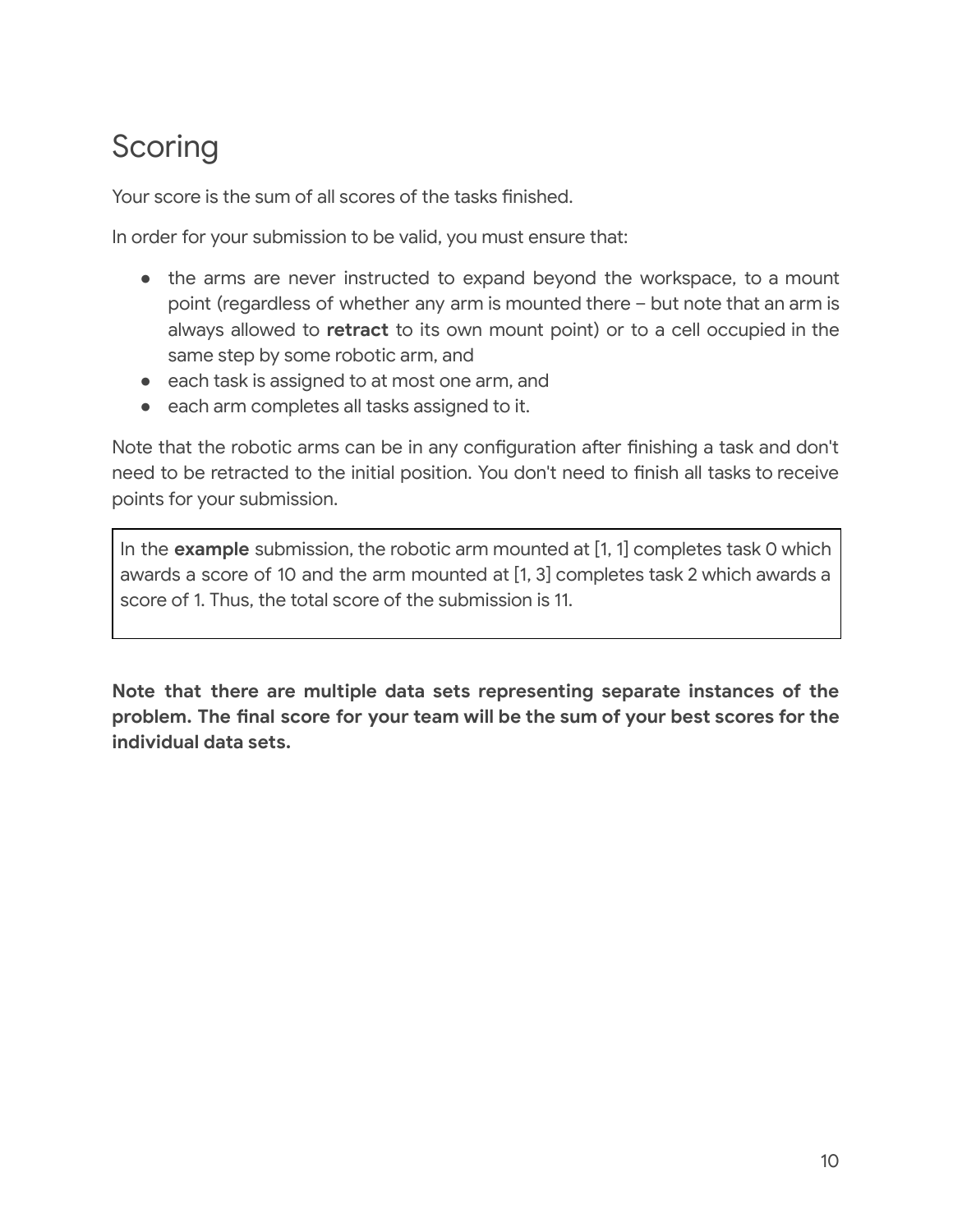# Scoring

Your score is the sum of all scores of the tasks finished.

In order for your submission to be valid, you must ensure that:

- the arms are never instructed to expand beyond the workspace, to a mount point (regardless of whether any arm is mounted there – but note that an arm is always allowed to **retract** to its own mount point) or to a cell occupied in the same step by some robotic arm, and
- each task is assigned to at most one arm, and
- each arm completes all tasks assigned to it.

Note that the robotic arms can be in any configuration after finishing a task and don't need to be retracted to the initial position. You don't need to finish all tasks to receive points for your submission.

> In the **example** submission, the robotic arm mounted at [1, 1] completes task 0 which awards a score of 10 and the arm mounted at [1, 3] completes task 2 which awards a score of 1. Thus, the total score of the submission is 11.

**Note that there are multiple data sets representing separate instances of the problem. The final score for your team will be the sum of your best scores for the individual data sets.**